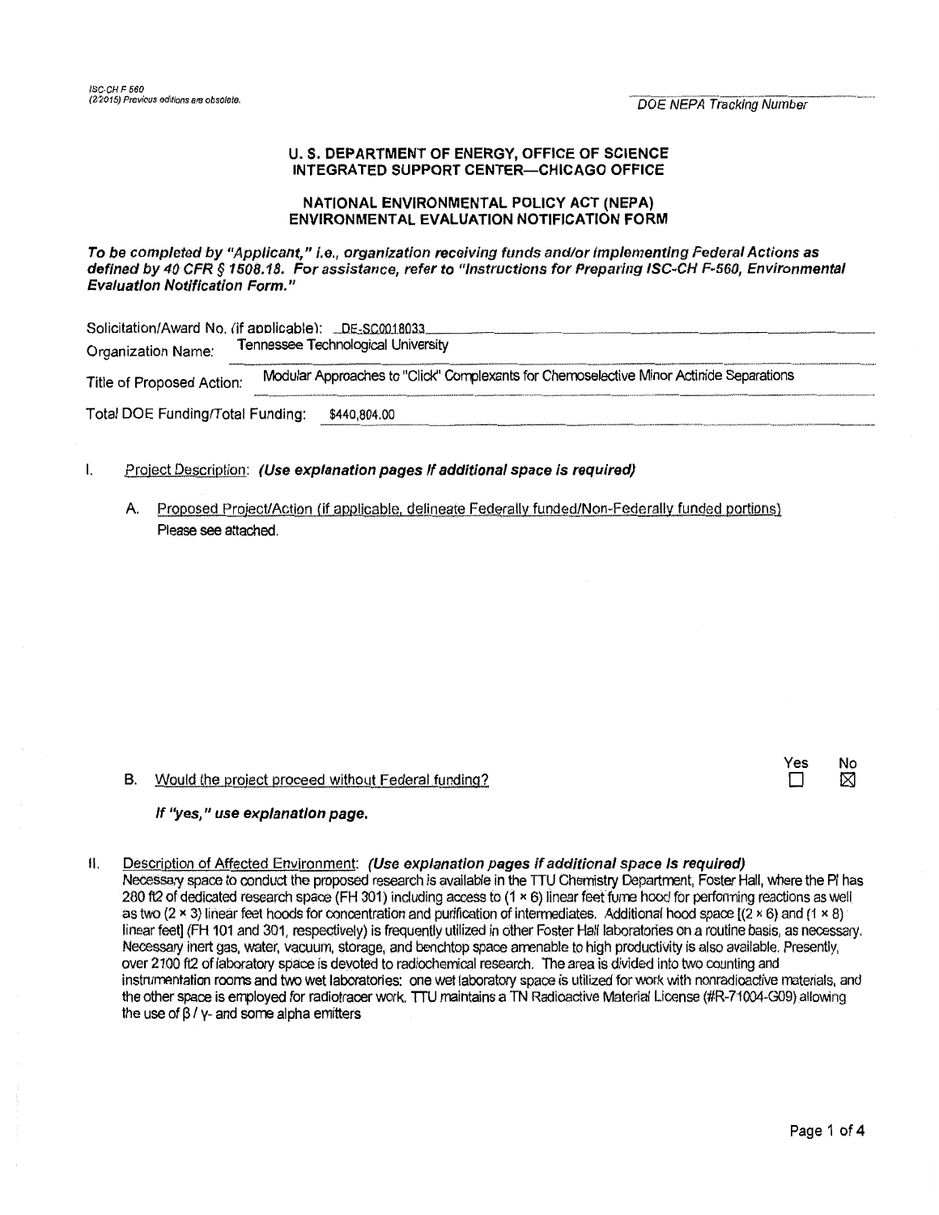ISC-CH F 560
(2/2015) Previous editions are obsolete.

DOE NEPA Tracking Number

## U. S. DEPARTMENT OF ENERGY, OFFICE OF SCIENCE INTEGRATED SUPPORT CENTER—CHICAGO OFFICE

## NATIONAL ENVIRONMENTAL POLICY ACT (NEPA) ENVIRONMENTAL EVALUATION NOTIFICATION FORM

***To be completed by "Applicant," i.e., organization receiving funds and/or implementing Federal Actions as defined by 40 CFR § 1508.18. For assistance, refer to "Instructions for Preparing ISC-CH F-560, Environmental Evaluation Notification Form."***

Solicitation/Award No. (if applicable): DE-SC0018033

Organization Name: Tennessee Technological University

Title of Proposed Action: Modular Approaches to "Click" Complexants for Chemoselective Minor Actinide Separations

Total DOE Funding/Total Funding: $440,804.00

I. Project Description: ***(Use explanation pages if additional space is required)***

A. Proposed Project/Action (if applicable, delineate Federally funded/Non-Federally funded portions)

Please see attached.

B. Would the project proceed without Federal funding?

Yes ☐ No ☒

***If "yes," use explanation page.***

II. Description of Affected Environment: ***(Use explanation pages if additional space is required)***

Necessary space to conduct the proposed research is available in the TTU Chemistry Department, Foster Hall, where the PI has 280 ft2 of dedicated research space (FH 301) including access to (1 × 6) linear feet fume hood for performing reactions as well as two (2 × 3) linear feet hoods for concentration and purification of intermediates. Additional hood space [(2 × 6) and (1 × 8) linear feet] (FH 101 and 301, respectively) is frequently utilized in other Foster Hall laboratories on a routine basis, as necessary. Necessary inert gas, water, vacuum, storage, and benchtop space amenable to high productivity is also available. Presently, over 2100 ft2 of laboratory space is devoted to radiochemical research. The area is divided into two counting and instrumentation rooms and two wet laboratories: one wet laboratory space is utilized for work with nonradioactive materials, and the other space is employed for radiotracer work. TTU maintains a TN Radioactive Material License (#R-71004-G09) allowing the use of $\beta$ / $\gamma$- and some alpha emitters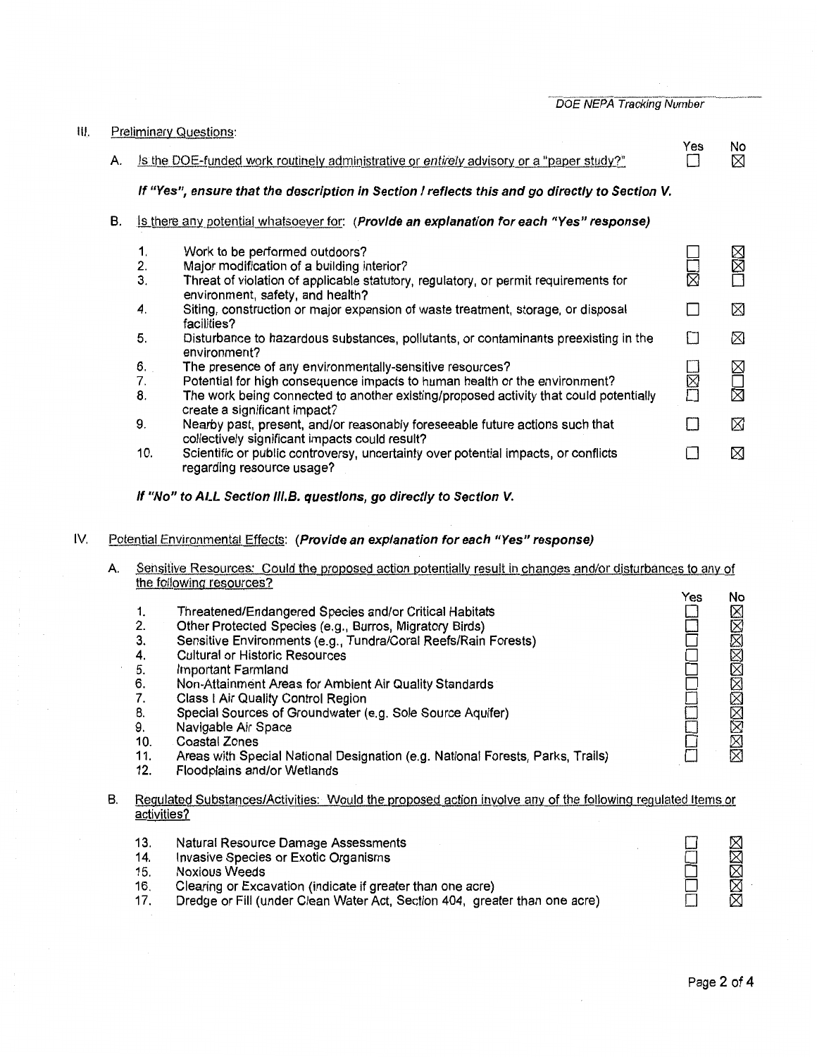DOE NEPA Tracking Number

III. Preliminary Questions:

| | | | Yes | No |
|---|---|---|---|---|
| A. | Is the DOE-funded work routinely administrative or *entirely* advisory or a "paper study?" | | ☐ | ☒ |

***If "Yes", ensure that the description in Section I reflects this and go directly to Section V.***

B. Is there any potential whatsoever for: ***(Provide an explanation for each "Yes" response)***

| | | Yes | No |
|---|---|---|---|
| 1. | Work to be performed outdoors? | ☐ | ☒ |
| 2. | Major modification of a building interior? | ☐ | ☒ |
| 3. | Threat of violation of applicable statutory, regulatory, or permit requirements for environment, safety, and health? | ☒ | ☐ |
| 4. | Siting, construction or major expansion of waste treatment, storage, or disposal facilities? | ☐ | ☒ |
| 5. | Disturbance to hazardous substances, pollutants, or contaminants preexisting in the environment? | ☐ | ☒ |
| 6. | The presence of any environmentally-sensitive resources? | ☐ | ☒ |
| 7. | Potential for high consequence impacts to human health or the environment? | ☒ | ☐ |
| 8. | The work being connected to another existing/proposed activity that could potentially create a significant impact? | ☐ | ☒ |
| 9. | Nearby past, present, and/or reasonably foreseeable future actions such that collectively significant impacts could result? | ☐ | ☒ |
| 10. | Scientific or public controversy, uncertainty over potential impacts, or conflicts regarding resource usage? | ☐ | ☒ |

***If "No" to ALL Section III.B. questions, go directly to Section V.***

IV. Potential Environmental Effects: ***(Provide an explanation for each "Yes" response)***

A. Sensitive Resources: Could the proposed action potentially result in changes and/or disturbances to any of the following resources?

| | | Yes | No |
|---|---|---|---|
| 1. | Threatened/Endangered Species and/or Critical Habitats | ☐ | ☒ |
| 2. | Other Protected Species (e.g., Burros, Migratory Birds) | ☐ | ☒ |
| 3. | Sensitive Environments (e.g., Tundra/Coral Reefs/Rain Forests) | ☐ | ☒ |
| 4. | Cultural or Historic Resources | ☐ | ☒ |
| 5. | Important Farmland | ☐ | ☒ |
| 6. | Non-Attainment Areas for Ambient Air Quality Standards | ☐ | ☒ |
| 7. | Class I Air Quality Control Region | ☐ | ☒ |
| 8. | Special Sources of Groundwater (e.g. Sole Source Aquifer) | ☐ | ☒ |
| 9. | Navigable Air Space | ☐ | ☒ |
| 10. | Coastal Zones | ☐ | ☒ |
| 11. | Areas with Special National Designation (e.g. National Forests, Parks, Trails) | ☐ | ☒ |
| 12. | Floodplains and/or Wetlands | | |

B. Regulated Substances/Activities: Would the proposed action involve any of the following regulated items or activities?

| | | Yes | No |
|---|---|---|---|
| 13. | Natural Resource Damage Assessments | ☐ | ☒ |
| 14. | Invasive Species or Exotic Organisms | ☐ | ☒ |
| 15. | Noxious Weeds | ☐ | ☒ |
| 16. | Clearing or Excavation (indicate if greater than one acre) | ☐ | ☒ |
| 17. | Dredge or Fill (under Clean Water Act, Section 404, greater than one acre) | ☐ | ☒ |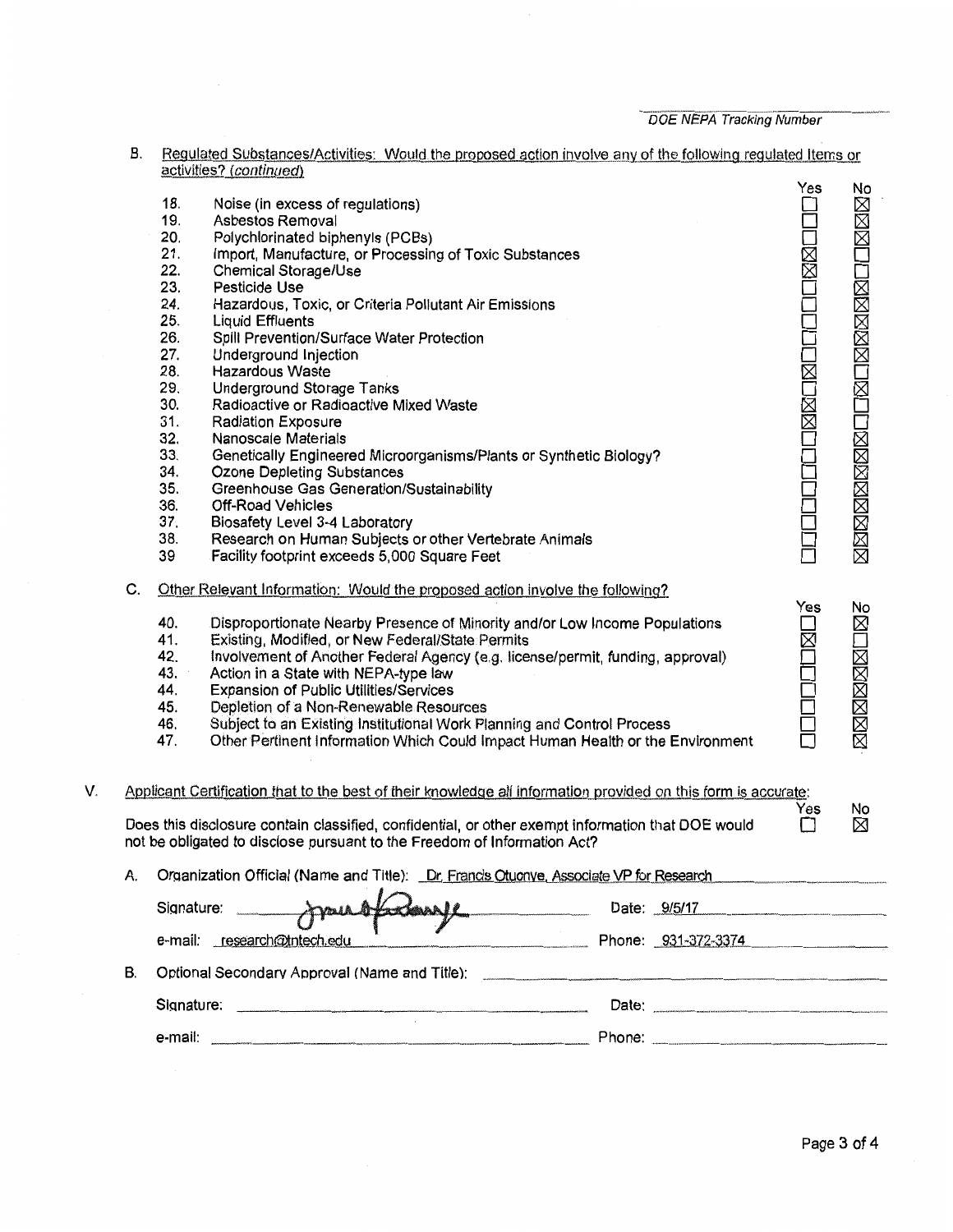B. Regulated Substances/Activities: Would the proposed action involve any of the following regulated items or activities? *(continued)*

| # | Item | Yes | No |
|---|---|---|---|
| 18. | Noise (in excess of regulations) | ☐ | ☒ |
| 19. | Asbestos Removal | ☐ | ☒ |
| 20. | Polychlorinated biphenyls (PCBs) | ☐ | ☒ |
| 21. | Import, Manufacture, or Processing of Toxic Substances | ☒ | ☐ |
| 22. | Chemical Storage/Use | ☒ | ☐ |
| 23. | Pesticide Use | ☐ | ☒ |
| 24. | Hazardous, Toxic, or Criteria Pollutant Air Emissions | ☐ | ☒ |
| 25. | Liquid Effluents | ☐ | ☒ |
| 26. | Spill Prevention/Surface Water Protection | ☐ | ☒ |
| 27. | Underground Injection | ☐ | ☒ |
| 28. | Hazardous Waste | ☒ | ☐ |
| 29. | Underground Storage Tanks | ☐ | ☒ |
| 30. | Radioactive or Radioactive Mixed Waste | ☒ | ☐ |
| 31. | Radiation Exposure | ☒ | ☐ |
| 32. | Nanoscale Materials | ☐ | ☒ |
| 33. | Genetically Engineered Microorganisms/Plants or Synthetic Biology? | ☐ | ☒ |
| 34. | Ozone Depleting Substances | ☐ | ☒ |
| 35. | Greenhouse Gas Generation/Sustainability | ☐ | ☒ |
| 36. | Off-Road Vehicles | ☐ | ☒ |
| 37. | Biosafety Level 3-4 Laboratory | ☐ | ☒ |
| 38. | Research on Human Subjects or other Vertebrate Animals | ☐ | ☒ |
| 39 | Facility footprint exceeds 5,000 Square Feet | ☐ | ☒ |

C. Other Relevant Information: Would the proposed action involve the following?

| # | Item | Yes | No |
|---|---|---|---|
| 40. | Disproportionate Nearby Presence of Minority and/or Low Income Populations | ☐ | ☒ |
| 41. | Existing, Modified, or New Federal/State Permits | ☒ | ☐ |
| 42. | Involvement of Another Federal Agency (e.g. license/permit, funding, approval) | ☐ | ☒ |
| 43. | Action in a State with NEPA-type law | ☐ | ☒ |
| 44. | Expansion of Public Utilities/Services | ☐ | ☒ |
| 45. | Depletion of a Non-Renewable Resources | ☐ | ☒ |
| 46. | Subject to an Existing Institutional Work Planning and Control Process | ☐ | ☒ |
| 47. | Other Pertinent Information Which Could Impact Human Health or the Environment | ☐ | ☒ |

V. Applicant Certification that to the best of their knowledge all information provided on this form is accurate:

| | Yes | No |
|---|---|---|
| Does this disclosure contain classified, confidential, or other exempt information that DOE would not be obligated to disclose pursuant to the Freedom of Information Act? | ☐ | ☒ |

A. Organization Official (Name and Title): Dr. Francis Otuonye, Associate VP for Research

Signature: [signature] Date: 9/5/17

e-mail: research@tntech.edu Phone: 931-372-3374

B. Optional Secondary Approval (Name and Title): ______

Signature: ______ Date: ______

e-mail: ______ Phone: ______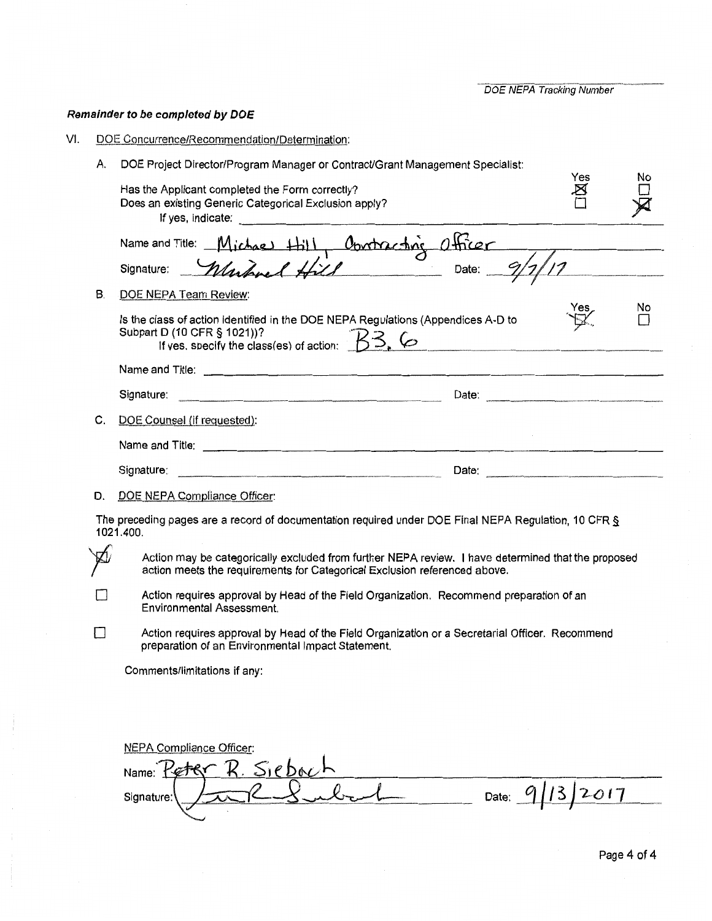DOE NEPA Tracking Number

***Remainder to be completed by DOE***

VI. DOE Concurrence/Recommendation/Determination:

A. DOE Project Director/Program Manager or Contract/Grant Management Specialist:

| | Yes | No |
|---|---|---|
| Has the Applicant completed the Form correctly? | ☒ | ☐ |
| Does an existing Generic Categorical Exclusion apply? | ☐ | ☒ |

If yes, indicate: ______________________

Name and Title: Michael Hill, Contracting Officer

Signature: Michael Hill Date: 9/7/17

B. DOE NEPA Team Review:

| | Yes | No |
|---|---|---|
| Is the class of action identified in the DOE NEPA Regulations (Appendices A-D to Subpart D (10 CFR § 1021))? | ☒ | ☐ |

If yes, specify the class(es) of action: B3.6

Name and Title: ______________________

Signature: ______________________ Date: ______________________

C. DOE Counsel (if requested):

Name and Title: ______________________

Signature: ______________________ Date: ______________________

D. DOE NEPA Compliance Officer:

The preceding pages are a record of documentation required under DOE Final NEPA Regulation, 10 CFR § 1021.400.

☒ Action may be categorically excluded from further NEPA review. I have determined that the proposed action meets the requirements for Categorical Exclusion referenced above.

☐ Action requires approval by Head of the Field Organization. Recommend preparation of an Environmental Assessment.

☐ Action requires approval by Head of the Field Organization or a Secretarial Officer. Recommend preparation of an Environmental Impact Statement.

Comments/limitations if any:

NEPA Compliance Officer:

Name: Peter R. Siebach

Signature: Peter R. Siebach Date: 9/13/2017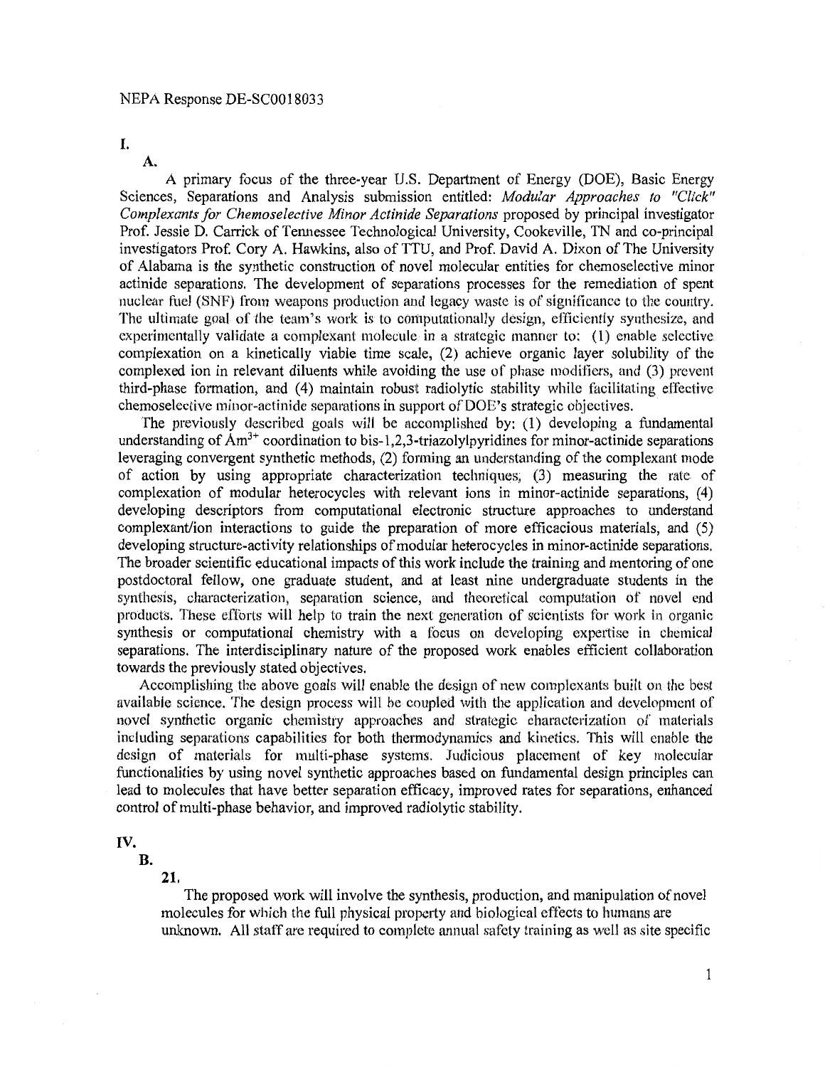NEPA Response DE-SC0018033

# I.

## A.

A primary focus of the three-year U.S. Department of Energy (DOE), Basic Energy Sciences, Separations and Analysis submission entitled: *Modular Approaches to "Click" Complexants for Chemoselective Minor Actinide Separations* proposed by principal investigator Prof. Jessie D. Carrick of Tennessee Technological University, Cookeville, TN and co-principal investigators Prof. Cory A. Hawkins, also of TTU, and Prof. David A. Dixon of The University of Alabama is the synthetic construction of novel molecular entities for chemoselective minor actinide separations. The development of separations processes for the remediation of spent nuclear fuel (SNF) from weapons production and legacy waste is of significance to the country. The ultimate goal of the team's work is to computationally design, efficiently synthesize, and experimentally validate a complexant molecule in a strategic manner to: (1) enable selective complexation on a kinetically viable time scale, (2) achieve organic layer solubility of the complexed ion in relevant diluents while avoiding the use of phase modifiers, and (3) prevent third-phase formation, and (4) maintain robust radiolytic stability while facilitating effective chemoselective minor-actinide separations in support of DOE's strategic objectives.

The previously described goals will be accomplished by: (1) developing a fundamental understanding of $Am^{3+}$ coordination to bis-1,2,3-triazolylpyridines for minor-actinide separations leveraging convergent synthetic methods, (2) forming an understanding of the complexant mode of action by using appropriate characterization techniques, (3) measuring the rate of complexation of modular heterocycles with relevant ions in minor-actinide separations, (4) developing descriptors from computational electronic structure approaches to understand complexant/ion interactions to guide the preparation of more efficacious materials, and (5) developing structure-activity relationships of modular heterocycles in minor-actinide separations. The broader scientific educational impacts of this work include the training and mentoring of one postdoctoral fellow, one graduate student, and at least nine undergraduate students in the synthesis, characterization, separation science, and theoretical computation of novel end products. These efforts will help to train the next generation of scientists for work in organic synthesis or computational chemistry with a focus on developing expertise in chemical separations. The interdisciplinary nature of the proposed work enables efficient collaboration towards the previously stated objectives.

Accomplishing the above goals will enable the design of new complexants built on the best available science. The design process will be coupled with the application and development of novel synthetic organic chemistry approaches and strategic characterization of materials including separations capabilities for both thermodynamics and kinetics. This will enable the design of materials for multi-phase systems. Judicious placement of key molecular functionalities by using novel synthetic approaches based on fundamental design principles can lead to molecules that have better separation efficacy, improved rates for separations, enhanced control of multi-phase behavior, and improved radiolytic stability.

# IV.

## B.

### 21.

The proposed work will involve the synthesis, production, and manipulation of novel molecules for which the full physical property and biological effects to humans are unknown. All staff are required to complete annual safety training as well as site specific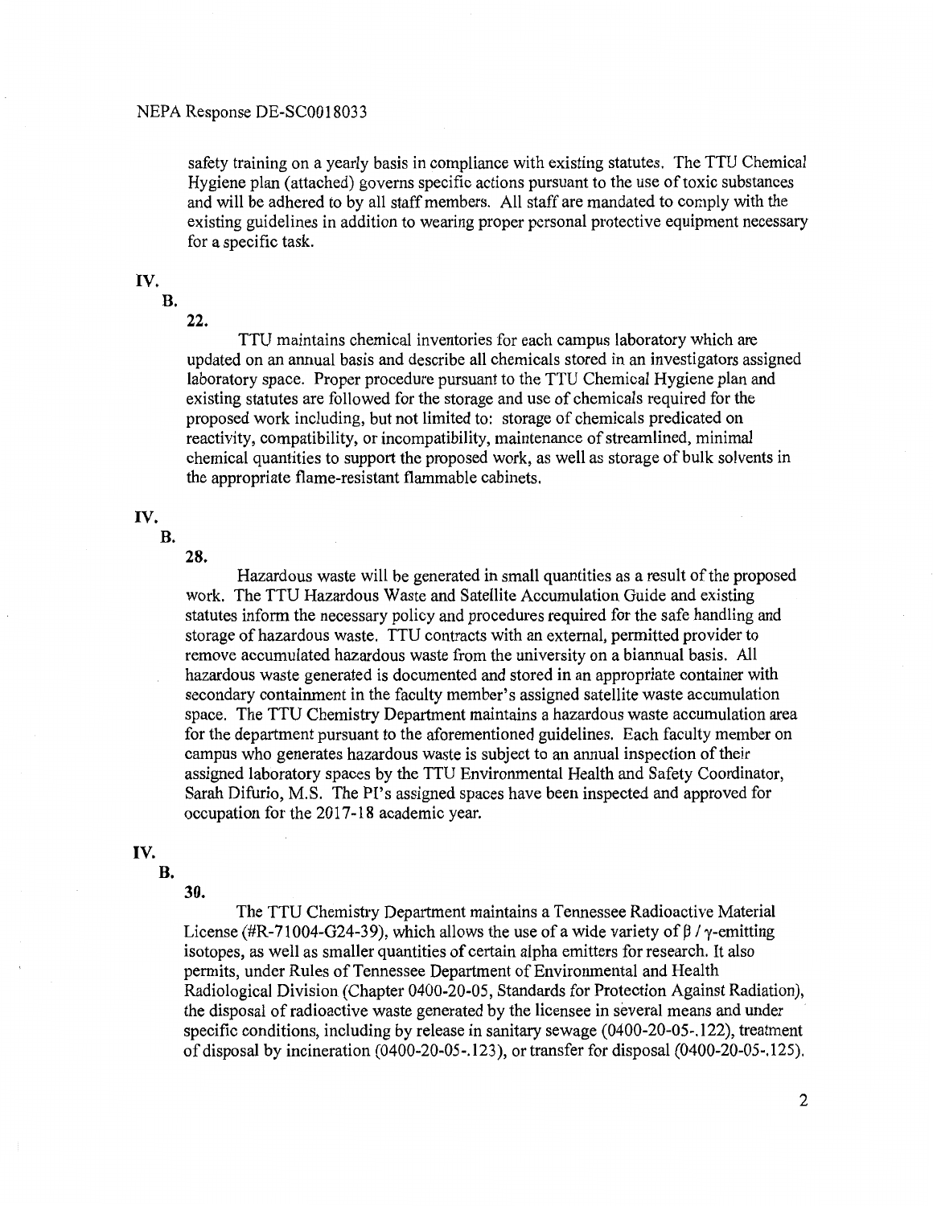safety training on a yearly basis in compliance with existing statutes. The TTU Chemical Hygiene plan (attached) governs specific actions pursuant to the use of toxic substances and will be adhered to by all staff members. All staff are mandated to comply with the existing guidelines in addition to wearing proper personal protective equipment necessary for a specific task.

**IV.**

**B.**

**22.**

TTU maintains chemical inventories for each campus laboratory which are updated on an annual basis and describe all chemicals stored in an investigators assigned laboratory space. Proper procedure pursuant to the TTU Chemical Hygiene plan and existing statutes are followed for the storage and use of chemicals required for the proposed work including, but not limited to: storage of chemicals predicated on reactivity, compatibility, or incompatibility, maintenance of streamlined, minimal chemical quantities to support the proposed work, as well as storage of bulk solvents in the appropriate flame-resistant flammable cabinets.

**IV.**

**B.**

**28.**

Hazardous waste will be generated in small quantities as a result of the proposed work. The TTU Hazardous Waste and Satellite Accumulation Guide and existing statutes inform the necessary policy and procedures required for the safe handling and storage of hazardous waste. TTU contracts with an external, permitted provider to remove accumulated hazardous waste from the university on a biannual basis. All hazardous waste generated is documented and stored in an appropriate container with secondary containment in the faculty member's assigned satellite waste accumulation space. The TTU Chemistry Department maintains a hazardous waste accumulation area for the department pursuant to the aforementioned guidelines. Each faculty member on campus who generates hazardous waste is subject to an annual inspection of their assigned laboratory spaces by the TTU Environmental Health and Safety Coordinator, Sarah Difurio, M.S. The PI's assigned spaces have been inspected and approved for occupation for the 2017-18 academic year.

**IV.**

**B.**

**30.**

The TTU Chemistry Department maintains a Tennessee Radioactive Material License (#R-71004-G24-39), which allows the use of a wide variety of $\beta$ / $\gamma$-emitting isotopes, as well as smaller quantities of certain alpha emitters for research. It also permits, under Rules of Tennessee Department of Environmental and Health Radiological Division (Chapter 0400-20-05, Standards for Protection Against Radiation), the disposal of radioactive waste generated by the licensee in several means and under specific conditions, including by release in sanitary sewage (0400-20-05-.122), treatment of disposal by incineration (0400-20-05-.123), or transfer for disposal (0400-20-05-.125).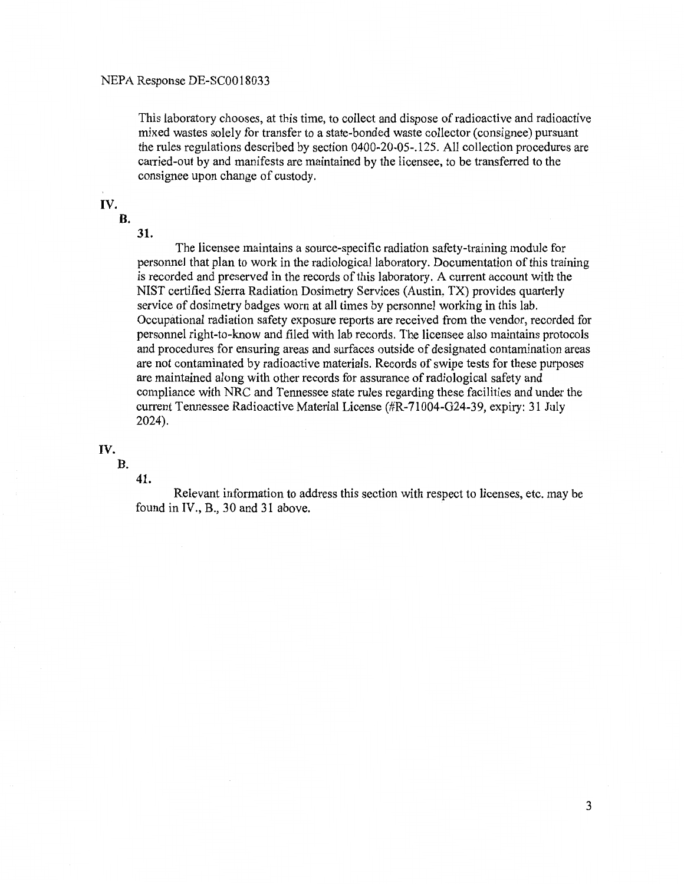This laboratory chooses, at this time, to collect and dispose of radioactive and radioactive mixed wastes solely for transfer to a state-bonded waste collector (consignee) pursuant the rules regulations described by section 0400-20-05-.125. All collection procedures are carried-out by and manifests are maintained by the licensee, to be transferred to the consignee upon change of custody.

**IV.**

**B.**

**31.**

The licensee maintains a source-specific radiation safety-training module for personnel that plan to work in the radiological laboratory. Documentation of this training is recorded and preserved in the records of this laboratory. A current account with the NIST certified Sierra Radiation Dosimetry Services (Austin, TX) provides quarterly service of dosimetry badges worn at all times by personnel working in this lab. Occupational radiation safety exposure reports are received from the vendor, recorded for personnel right-to-know and filed with lab records. The licensee also maintains protocols and procedures for ensuring areas and surfaces outside of designated contamination areas are not contaminated by radioactive materials. Records of swipe tests for these purposes are maintained along with other records for assurance of radiological safety and compliance with NRC and Tennessee state rules regarding these facilities and under the current Tennessee Radioactive Material License (#R-71004-G24-39, expiry: 31 July 2024).

**IV.**

**B.**

**41.**

Relevant information to address this section with respect to licenses, etc. may be found in IV., B., 30 and 31 above.